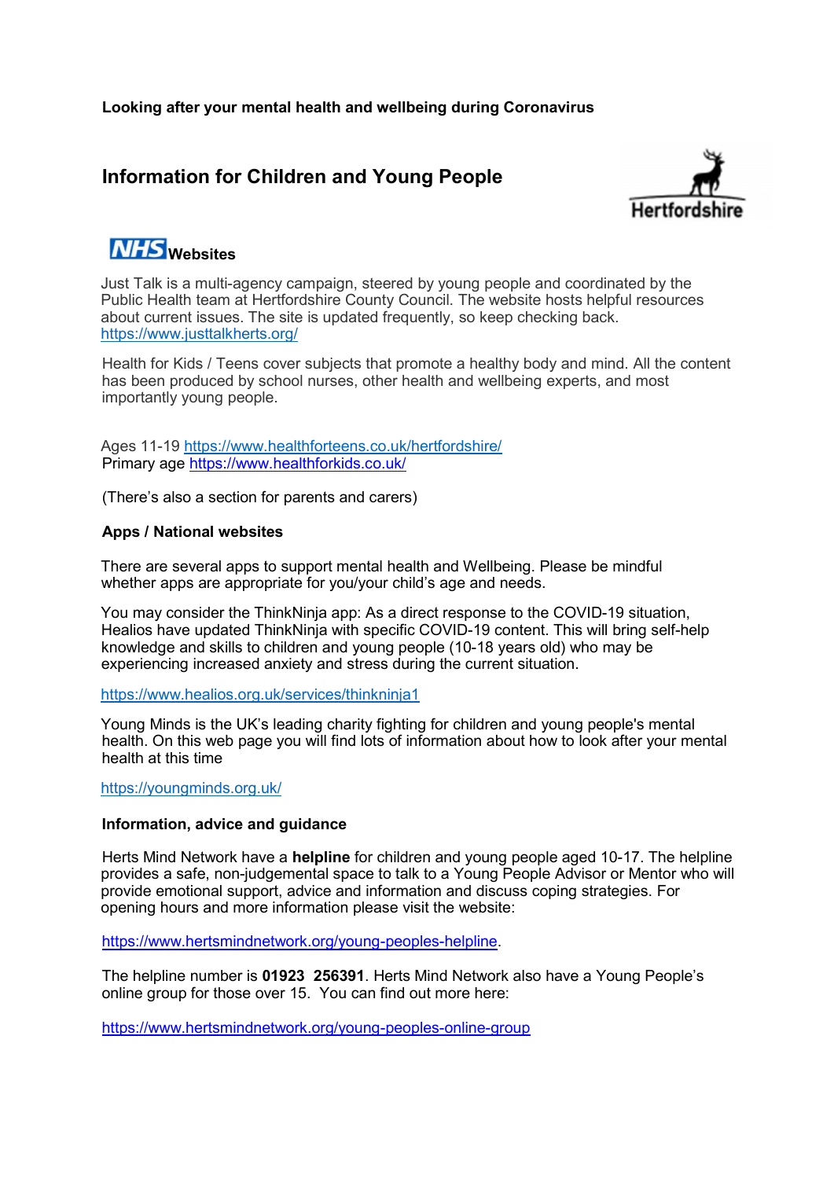**Looking after your mental health and wellbeing during Coronavirus**

# Information for Children and Young People

Hertfordshire

## NHS Websites

Just Talk is a multi-agency campaign, steered by young people and coordinated by the Public Health team at Hertfordshire County Council. The website hosts helpful resources about current issues. The site is updated frequently, so keep checking back. https://www.justtalkherts.org/

Health for Kids / Teens cover subjects that promote a healthy body and mind. All the content has been produced by school nurses, other health and wellbeing experts, and most importantly young people.

Ages 11-19 https://www.healthforteens.co.uk/hertfordshire/
Primary age https://www.healthforkids.co.uk/

(There's also a section for parents and carers)

**Apps / National websites**

There are several apps to support mental health and Wellbeing. Please be mindful whether apps are appropriate for you/your child's age and needs.

You may consider the ThinkNinja app: As a direct response to the COVID-19 situation, Healios have updated ThinkNinja with specific COVID-19 content. This will bring self-help knowledge and skills to children and young people (10-18 years old) who may be experiencing increased anxiety and stress during the current situation.

https://www.healios.org.uk/services/thinkninja1

Young Minds is the UK's leading charity fighting for children and young people's mental health. On this web page you will find lots of information about how to look after your mental health at this time

https://youngminds.org.uk/

**Information, advice and guidance**

Herts Mind Network have a **helpline** for children and young people aged 10-17. The helpline provides a safe, non-judgemental space to talk to a Young People Advisor or Mentor who will provide emotional support, advice and information and discuss coping strategies. For opening hours and more information please visit the website:

https://www.hertsmindnetwork.org/young-peoples-helpline.

The helpline number is **01923 256391**. Herts Mind Network also have a Young People's online group for those over 15. You can find out more here:

https://www.hertsmindnetwork.org/young-peoples-online-group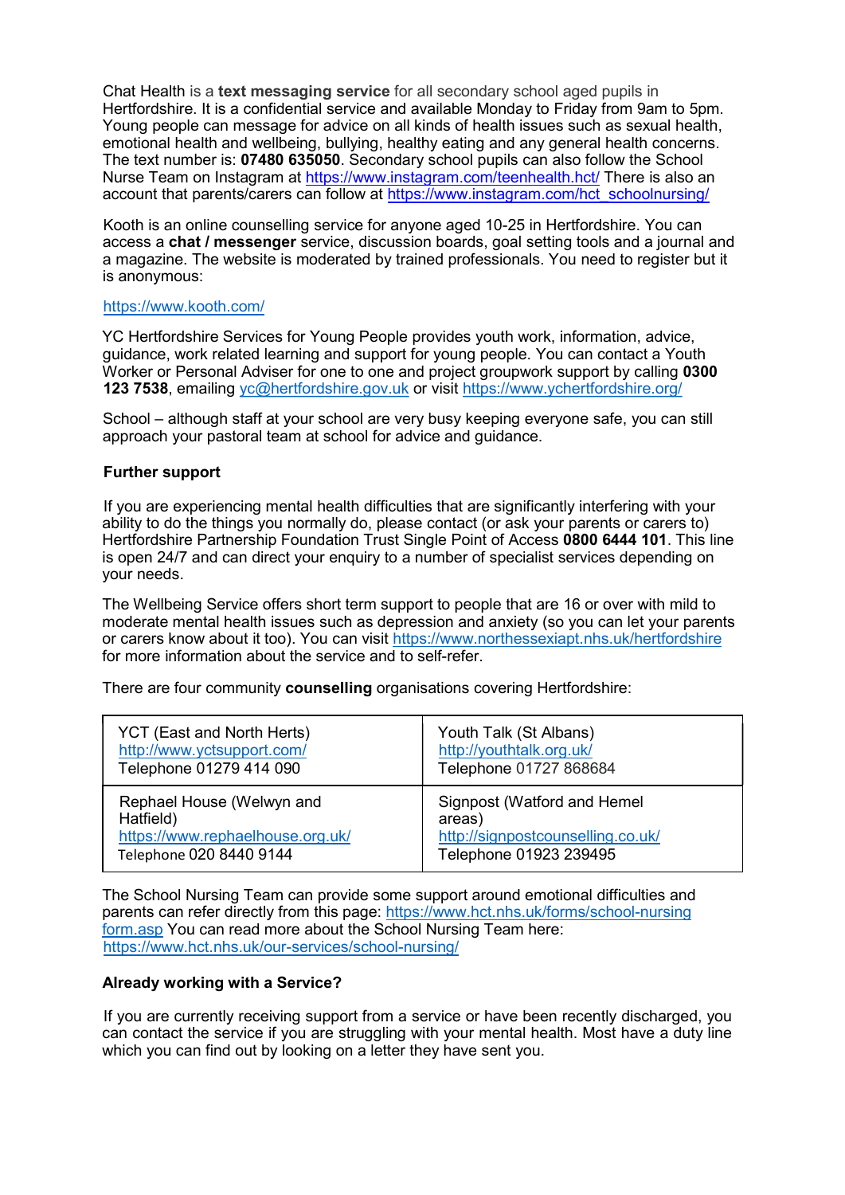Chat Health is a **text messaging service** for all secondary school aged pupils in Hertfordshire. It is a confidential service and available Monday to Friday from 9am to 5pm. Young people can message for advice on all kinds of health issues such as sexual health, emotional health and wellbeing, bullying, healthy eating and any general health concerns. The text number is: **07480 635050**. Secondary school pupils can also follow the School Nurse Team on Instagram at https://www.instagram.com/teenhealth.hct/ There is also an account that parents/carers can follow at https://www.instagram.com/hct_schoolnursing/

Kooth is an online counselling service for anyone aged 10-25 in Hertfordshire. You can access a **chat / messenger** service, discussion boards, goal setting tools and a journal and a magazine. The website is moderated by trained professionals. You need to register but it is anonymous:

https://www.kooth.com/

YC Hertfordshire Services for Young People provides youth work, information, advice, guidance, work related learning and support for young people. You can contact a Youth Worker or Personal Adviser for one to one and project groupwork support by calling **0300 123 7538**, emailing yc@hertfordshire.gov.uk or visit https://www.ychertfordshire.org/

School – although staff at your school are very busy keeping everyone safe, you can still approach your pastoral team at school for advice and guidance.

**Further support**

If you are experiencing mental health difficulties that are significantly interfering with your ability to do the things you normally do, please contact (or ask your parents or carers to) Hertfordshire Partnership Foundation Trust Single Point of Access **0800 6444 101**. This line is open 24/7 and can direct your enquiry to a number of specialist services depending on your needs.

The Wellbeing Service offers short term support to people that are 16 or over with mild to moderate mental health issues such as depression and anxiety (so you can let your parents or carers know about it too). You can visit https://www.northessexiapt.nhs.uk/hertfordshire for more information about the service and to self-refer.

There are four community **counselling** organisations covering Hertfordshire:

| | |
|---|---|
| YCT (East and North Herts)<br>http://www.yctsupport.com/<br>Telephone 01279 414 090 | Youth Talk (St Albans)<br>http://youthtalk.org.uk/<br>Telephone 01727 868684 |
| Rephael House (Welwyn and Hatfield)<br>https://www.rephaelhouse.org.uk/<br>Telephone 020 8440 9144 | Signpost (Watford and Hemel areas)<br>http://signpostcounselling.co.uk/<br>Telephone 01923 239495 |

The School Nursing Team can provide some support around emotional difficulties and parents can refer directly from this page: https://www.hct.nhs.uk/forms/school-nursing form.asp You can read more about the School Nursing Team here: https://www.hct.nhs.uk/our-services/school-nursing/

**Already working with a Service?**

If you are currently receiving support from a service or have been recently discharged, you can contact the service if you are struggling with your mental health. Most have a duty line which you can find out by looking on a letter they have sent you.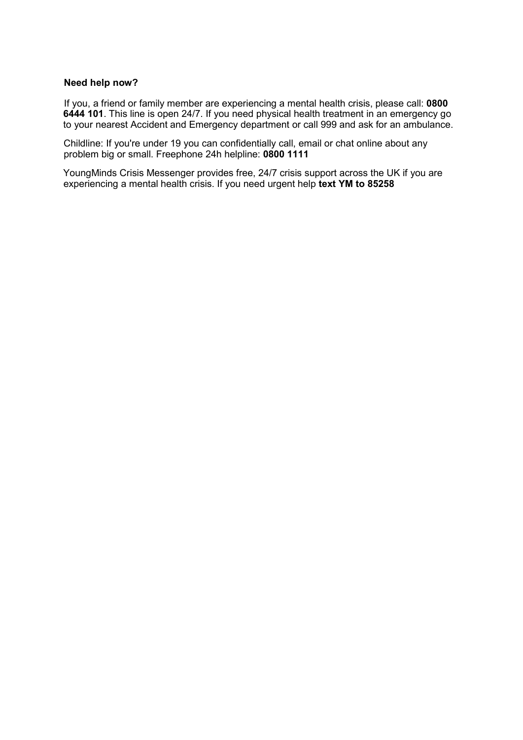**Need help now?**

If you, a friend or family member are experiencing a mental health crisis, please call: **0800 6444 101**. This line is open 24/7. If you need physical health treatment in an emergency go to your nearest Accident and Emergency department or call 999 and ask for an ambulance.

Childline: If you're under 19 you can confidentially call, email or chat online about any problem big or small. Freephone 24h helpline: **0800 1111**

YoungMinds Crisis Messenger provides free, 24/7 crisis support across the UK if you are experiencing a mental health crisis. If you need urgent help **text YM to 85258**